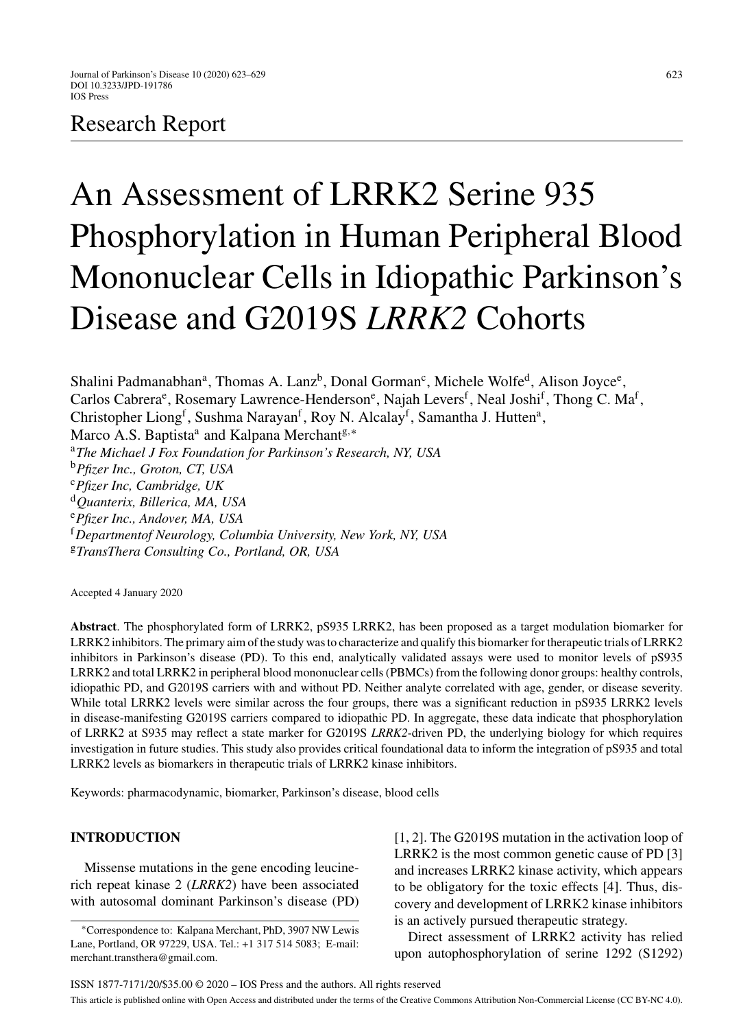Research Report

# An Assessment of LRRK2 Serine 935 Phosphorylation in Human Peripheral Blood Mononuclear Cells in Idiopathic Parkinson's Disease and G2019S *LRRK2* Cohorts

Shalini Padmanabhan[a], Thomas A. Lanz[b], Donal Gorman[c], Michele Wolfe[d], Alison Joyce[e], Carlos Cabrera[e], Rosemary Lawrence-Henderson[e], Najah Levers[f], Neal Joshi[f], Thong C. Ma[f], Christopher Liong[f], Sushma Narayan[f], Roy N. Alcalay[f], Samantha J. Hutten[a], Marco A.S. Baptista[a] and Kalpana Merchant[g,*]

[a]*The Michael J Fox Foundation for Parkinson's Research, NY, USA*
[b]*Pfizer Inc., Groton, CT, USA*
[c]*Pfizer Inc, Cambridge, UK*
[d]*Quanterix, Billerica, MA, USA*
[e]*Pfizer Inc., Andover, MA, USA*
[f]*Departmentof Neurology, Columbia University, New York, NY, USA*
[g]*TransThera Consulting Co., Portland, OR, USA*

Accepted 4 January 2020

**Abstract**. The phosphorylated form of LRRK2, pS935 LRRK2, has been proposed as a target modulation biomarker for LRRK2 inhibitors. The primary aim of the study was to characterize and qualify this biomarker for therapeutic trials of LRRK2 inhibitors in Parkinson's disease (PD). To this end, analytically validated assays were used to monitor levels of pS935 LRRK2 and total LRRK2 in peripheral blood mononuclear cells (PBMCs) from the following donor groups: healthy controls, idiopathic PD, and G2019S carriers with and without PD. Neither analyte correlated with age, gender, or disease severity. While total LRRK2 levels were similar across the four groups, there was a significant reduction in pS935 LRRK2 levels in disease-manifesting G2019S carriers compared to idiopathic PD. In aggregate, these data indicate that phosphorylation of LRRK2 at S935 may reflect a state marker for G2019S *LRRK2*-driven PD, the underlying biology for which requires investigation in future studies. This study also provides critical foundational data to inform the integration of pS935 and total LRRK2 levels as biomarkers in therapeutic trials of LRRK2 kinase inhibitors.

Keywords: pharmacodynamic, biomarker, Parkinson's disease, blood cells

## INTRODUCTION

Missense mutations in the gene encoding leucine-rich repeat kinase 2 (*LRRK2*) have been associated with autosomal dominant Parkinson's disease (PD) [1, 2]. The G2019S mutation in the activation loop of LRRK2 is the most common genetic cause of PD [3] and increases LRRK2 kinase activity, which appears to be obligatory for the toxic effects [4]. Thus, discovery and development of LRRK2 kinase inhibitors is an actively pursued therapeutic strategy.

Direct assessment of LRRK2 activity has relied upon autophosphorylation of serine 1292 (S1292)

*Correspondence to: Kalpana Merchant, PhD, 3907 NW Lewis Lane, Portland, OR 97229, USA. Tel.: +1 317 514 5083; E-mail: merchant.transthera@gmail.com.

ISSN 1877-7171/20/$35.00 © 2020 – IOS Press and the authors. All rights reserved

This article is published online with Open Access and distributed under the terms of the Creative Commons Attribution Non-Commercial License (CC BY-NC 4.0).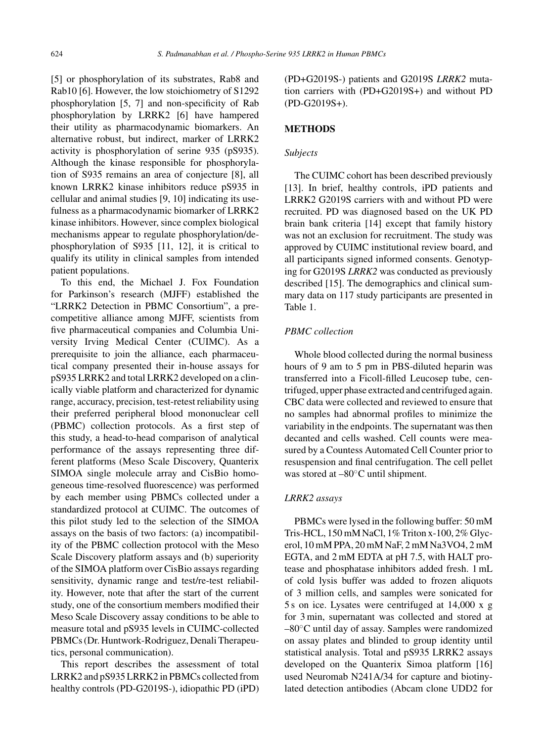[5] or phosphorylation of its substrates, Rab8 and Rab10 [6]. However, the low stoichiometry of S1292 phosphorylation [5, 7] and non-specificity of Rab phosphorylation by LRRK2 [6] have hampered their utility as pharmacodynamic biomarkers. An alternative robust, but indirect, marker of LRRK2 activity is phosphorylation of serine 935 (pS935). Although the kinase responsible for phosphorylation of S935 remains an area of conjecture [8], all known LRRK2 kinase inhibitors reduce pS935 in cellular and animal studies [9, 10] indicating its usefulness as a pharmacodynamic biomarker of LRRK2 kinase inhibitors. However, since complex biological mechanisms appear to regulate phosphorylation/dephosphorylation of S935 [11, 12], it is critical to qualify its utility in clinical samples from intended patient populations.

To this end, the Michael J. Fox Foundation for Parkinson's research (MJFF) established the "LRRK2 Detection in PBMC Consortium", a precompetitive alliance among MJFF, scientists from five pharmaceutical companies and Columbia University Irving Medical Center (CUIMC). As a prerequisite to join the alliance, each pharmaceutical company presented their in-house assays for pS935 LRRK2 and total LRRK2 developed on a clinically viable platform and characterized for dynamic range, accuracy, precision, test-retest reliability using their preferred peripheral blood mononuclear cell (PBMC) collection protocols. As a first step of this study, a head-to-head comparison of analytical performance of the assays representing three different platforms (Meso Scale Discovery, Quanterix SIMOA single molecule array and CisBio homogeneous time-resolved fluorescence) was performed by each member using PBMCs collected under a standardized protocol at CUIMC. The outcomes of this pilot study led to the selection of the SIMOA assays on the basis of two factors: (a) incompatibility of the PBMC collection protocol with the Meso Scale Discovery platform assays and (b) superiority of the SIMOA platform over CisBio assays regarding sensitivity, dynamic range and test/re-test reliability. However, note that after the start of the current study, one of the consortium members modified their Meso Scale Discovery assay conditions to be able to measure total and pS935 levels in CUIMC-collected PBMCs (Dr. Huntwork-Rodriguez, Denali Therapeutics, personal communication).

This report describes the assessment of total LRRK2 and pS935 LRRK2 in PBMCs collected from healthy controls (PD-G2019S-), idiopathic PD (iPD) (PD+G2019S-) patients and G2019S *LRRK2* mutation carriers with (PD+G2019S+) and without PD (PD-G2019S+).

## METHODS

### *Subjects*

The CUIMC cohort has been described previously [13]. In brief, healthy controls, iPD patients and LRRK2 G2019S carriers with and without PD were recruited. PD was diagnosed based on the UK PD brain bank criteria [14] except that family history was not an exclusion for recruitment. The study was approved by CUIMC institutional review board, and all participants signed informed consents. Genotyping for G2019S *LRRK2* was conducted as previously described [15]. The demographics and clinical summary data on 117 study participants are presented in Table 1.

### *PBMC collection*

Whole blood collected during the normal business hours of 9 am to 5 pm in PBS-diluted heparin was transferred into a Ficoll-filled Leucosep tube, centrifuged, upper phase extracted and centrifuged again. CBC data were collected and reviewed to ensure that no samples had abnormal profiles to minimize the variability in the endpoints. The supernatant was then decanted and cells washed. Cell counts were measured by a Countess Automated Cell Counter prior to resuspension and final centrifugation. The cell pellet was stored at –80°C until shipment.

### *LRRK2 assays*

PBMCs were lysed in the following buffer: 50 mM Tris-HCL, 150 mM NaCl, 1% Triton x-100, 2% Glycerol, 10 mM PPA, 20 mM NaF, 2 mM Na3VO4, 2 mM EGTA, and 2 mM EDTA at pH 7.5, with HALT protease and phosphatase inhibitors added fresh. 1 mL of cold lysis buffer was added to frozen aliquots of 3 million cells, and samples were sonicated for 5 s on ice. Lysates were centrifuged at 14,000 x g for 3 min, supernatant was collected and stored at –80°C until day of assay. Samples were randomized on assay plates and blinded to group identity until statistical analysis. Total and pS935 LRRK2 assays developed on the Quanterix Simoa platform [16] used Neuromab N241A/34 for capture and biotinylated detection antibodies (Abcam clone UDD2 for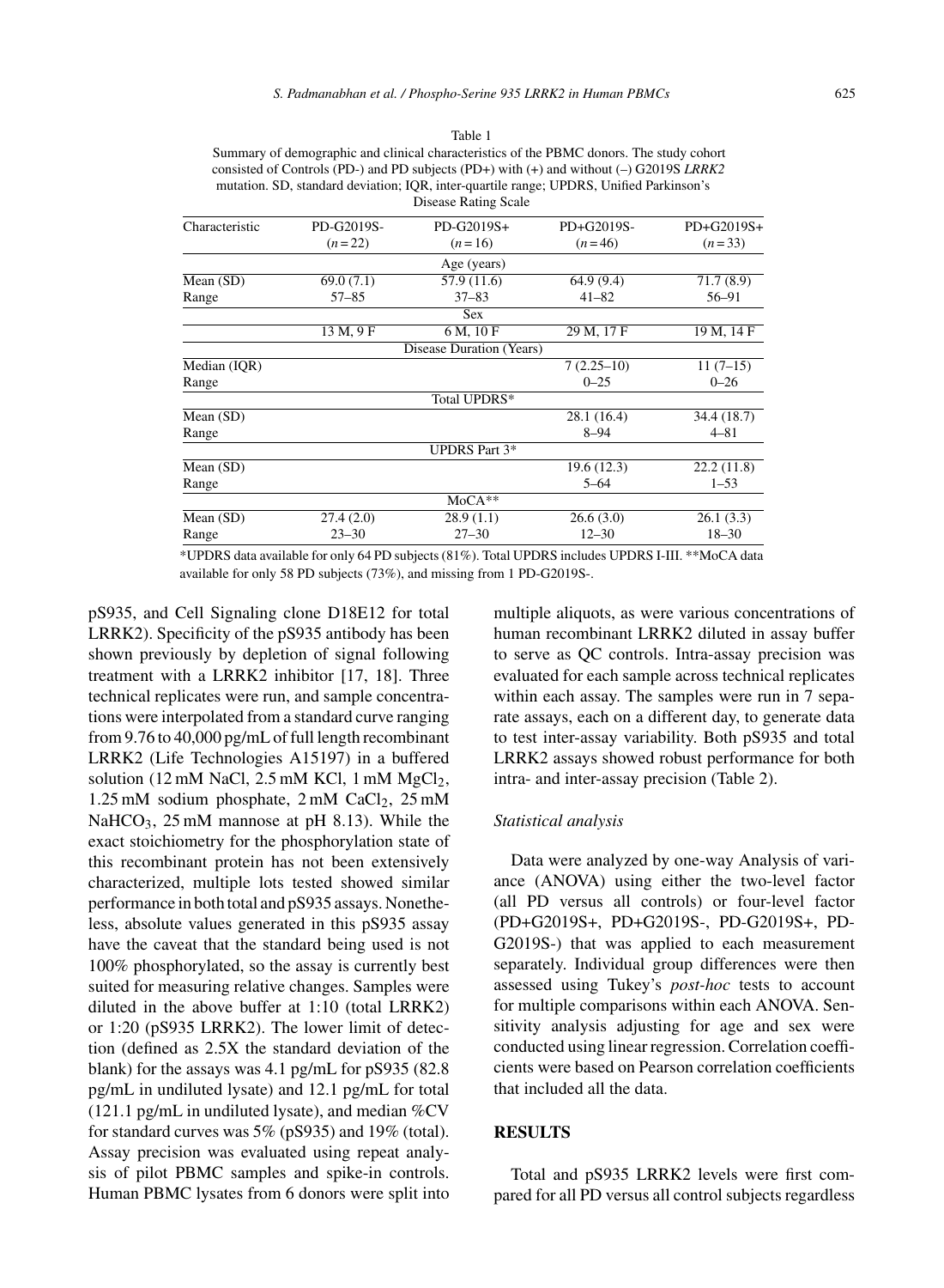Table 1

Summary of demographic and clinical characteristics of the PBMC donors. The study cohort consisted of Controls (PD-) and PD subjects (PD+) with (+) and without (–) G2019S *LRRK2* mutation. SD, standard deviation; IQR, inter-quartile range; UPDRS, Unified Parkinson's Disease Rating Scale

| Characteristic | PD-G2019S- ($n=22$) | PD-G2019S+ ($n=16$) | PD+G2019S- ($n=46$) | PD+G2019S+ ($n=33$) |
|---|---|---|---|---|
| | | Age (years) | | |
| Mean (SD) | 69.0 (7.1) | 57.9 (11.6) | 64.9 (9.4) | 71.7 (8.9) |
| Range | 57–85 | 37–83 | 41–82 | 56–91 |
| | | Sex | | |
| | 13 M, 9 F | 6 M, 10 F | 29 M, 17 F | 19 M, 14 F |
| | | Disease Duration (Years) | | |
| Median (IQR) | | | 7 (2.25–10) | 11 (7–15) |
| Range | | | 0–25 | 0–26 |
| | | Total UPDRS* | | |
| Mean (SD) | | | 28.1 (16.4) | 34.4 (18.7) |
| Range | | | 8–94 | 4–81 |
| | | UPDRS Part 3* | | |
| Mean (SD) | | | 19.6 (12.3) | 22.2 (11.8) |
| Range | | | 5–64 | 1–53 |
| | | MoCA** | | |
| Mean (SD) | 27.4 (2.0) | 28.9 (1.1) | 26.6 (3.0) | 26.1 (3.3) |
| Range | 23–30 | 27–30 | 12–30 | 18–30 |

*UPDRS data available for only 64 PD subjects (81%). Total UPDRS includes UPDRS I-III. **MoCA data available for only 58 PD subjects (73%), and missing from 1 PD-G2019S-.

pS935, and Cell Signaling clone D18E12 for total LRRK2). Specificity of the pS935 antibody has been shown previously by depletion of signal following treatment with a LRRK2 inhibitor [17, 18]. Three technical replicates were run, and sample concentrations were interpolated from a standard curve ranging from 9.76 to 40,000 pg/mL of full length recombinant LRRK2 (Life Technologies A15197) in a buffered solution (12 mM NaCl, 2.5 mM KCl, 1 mM $MgCl_2$, 1.25 mM sodium phosphate, 2 mM $CaCl_2$, 25 mM $NaHCO_3$, 25 mM mannose at pH 8.13). While the exact stoichiometry for the phosphorylation state of this recombinant protein has not been extensively characterized, multiple lots tested showed similar performance in both total and pS935 assays. Nonetheless, absolute values generated in this pS935 assay have the caveat that the standard being used is not 100% phosphorylated, so the assay is currently best suited for measuring relative changes. Samples were diluted in the above buffer at 1:10 (total LRRK2) or 1:20 (pS935 LRRK2). The lower limit of detection (defined as 2.5X the standard deviation of the blank) for the assays was 4.1 pg/mL for pS935 (82.8 pg/mL in undiluted lysate) and 12.1 pg/mL for total (121.1 pg/mL in undiluted lysate), and median %CV for standard curves was 5% (pS935) and 19% (total). Assay precision was evaluated using repeat analysis of pilot PBMC samples and spike-in controls. Human PBMC lysates from 6 donors were split into multiple aliquots, as were various concentrations of human recombinant LRRK2 diluted in assay buffer to serve as QC controls. Intra-assay precision was evaluated for each sample across technical replicates within each assay. The samples were run in 7 separate assays, each on a different day, to generate data to test inter-assay variability. Both pS935 and total LRRK2 assays showed robust performance for both intra- and inter-assay precision (Table 2).

### *Statistical analysis*

Data were analyzed by one-way Analysis of variance (ANOVA) using either the two-level factor (all PD versus all controls) or four-level factor (PD+G2019S+, PD+G2019S-, PD-G2019S+, PD-G2019S-) that was applied to each measurement separately. Individual group differences were then assessed using Tukey's *post-hoc* tests to account for multiple comparisons within each ANOVA. Sensitivity analysis adjusting for age and sex were conducted using linear regression. Correlation coefficients were based on Pearson correlation coefficients that included all the data.

## RESULTS

Total and pS935 LRRK2 levels were first compared for all PD versus all control subjects regardless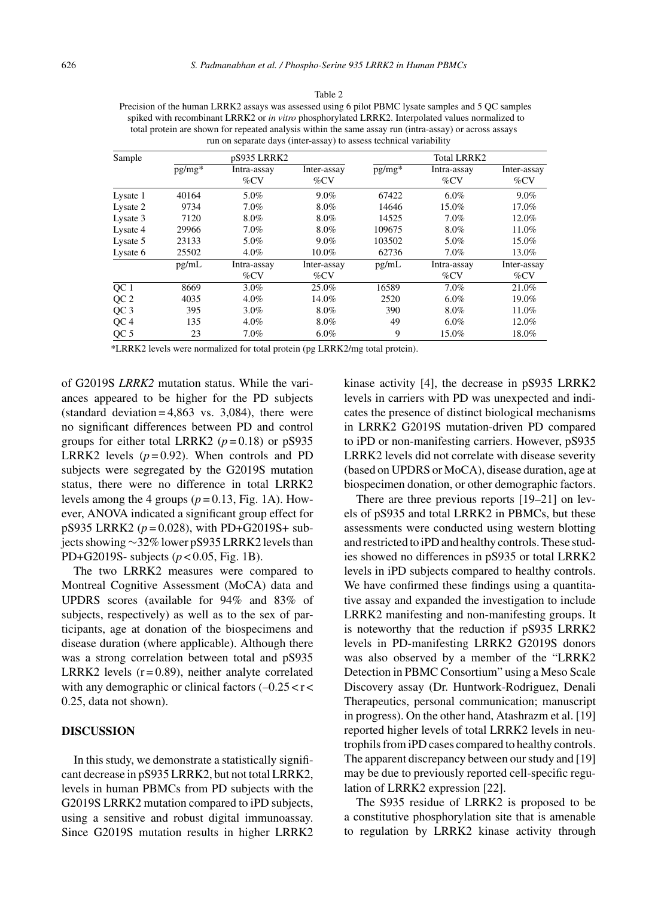Table 2
Precision of the human LRRK2 assays was assessed using 6 pilot PBMC lysate samples and 5 QC samples spiked with recombinant LRRK2 or *in vitro* phosphorylated LRRK2. Interpolated values normalized to total protein are shown for repeated analysis within the same assay run (intra-assay) or across assays run on separate days (inter-assay) to assess technical variability

| Sample | pS935 LRRK2 | | | Total LRRK2 | | |
|---|---|---|---|---|---|---|
| | pg/mg* | Intra-assay %CV | Inter-assay %CV | pg/mg* | Intra-assay %CV | Inter-assay %CV |
| Lysate 1 | 40164 | 5.0% | 9.0% | 67422 | 6.0% | 9.0% |
| Lysate 2 | 9734 | 7.0% | 8.0% | 14646 | 15.0% | 17.0% |
| Lysate 3 | 7120 | 8.0% | 8.0% | 14525 | 7.0% | 12.0% |
| Lysate 4 | 29966 | 7.0% | 8.0% | 109675 | 8.0% | 11.0% |
| Lysate 5 | 23133 | 5.0% | 9.0% | 103502 | 5.0% | 15.0% |
| Lysate 6 | 25502 | 4.0% | 10.0% | 62736 | 7.0% | 13.0% |
| | pg/mL | Intra-assay %CV | Inter-assay %CV | pg/mL | Intra-assay %CV | Inter-assay %CV |
| QC 1 | 8669 | 3.0% | 25.0% | 16589 | 7.0% | 21.0% |
| QC 2 | 4035 | 4.0% | 14.0% | 2520 | 6.0% | 19.0% |
| QC 3 | 395 | 3.0% | 8.0% | 390 | 8.0% | 11.0% |
| QC 4 | 135 | 4.0% | 8.0% | 49 | 6.0% | 12.0% |
| QC 5 | 23 | 7.0% | 6.0% | 9 | 15.0% | 18.0% |

*LRRK2 levels were normalized for total protein (pg LRRK2/mg total protein).

of G2019S *LRRK2* mutation status. While the variances appeared to be higher for the PD subjects (standard deviation = 4,863 vs. 3,084), there were no significant differences between PD and control groups for either total LRRK2 ($p = 0.18$) or pS935 LRRK2 levels ($p = 0.92$). When controls and PD subjects were segregated by the G2019S mutation status, there were no difference in total LRRK2 levels among the 4 groups ($p = 0.13$, Fig. 1A). However, ANOVA indicated a significant group effect for pS935 LRRK2 ($p = 0.028$), with PD+G2019S+ subjects showing ~32% lower pS935 LRRK2 levels than PD+G2019S- subjects ($p < 0.05$, Fig. 1B).

The two LRRK2 measures were compared to Montreal Cognitive Assessment (MoCA) data and UPDRS scores (available for 94% and 83% of subjects, respectively) as well as to the sex of participants, age at donation of the biospecimens and disease duration (where applicable). Although there was a strong correlation between total and pS935 LRRK2 levels ($r = 0.89$), neither analyte correlated with any demographic or clinical factors ($-0.25 < r < 0.25$, data not shown).

## DISCUSSION

In this study, we demonstrate a statistically significant decrease in pS935 LRRK2, but not total LRRK2, levels in human PBMCs from PD subjects with the G2019S LRRK2 mutation compared to iPD subjects, using a sensitive and robust digital immunoassay. Since G2019S mutation results in higher LRRK2 kinase activity [4], the decrease in pS935 LRRK2 levels in carriers with PD was unexpected and indicates the presence of distinct biological mechanisms in LRRK2 G2019S mutation-driven PD compared to iPD or non-manifesting carriers. However, pS935 LRRK2 levels did not correlate with disease severity (based on UPDRS or MoCA), disease duration, age at biospecimen donation, or other demographic factors.

There are three previous reports [19–21] on levels of pS935 and total LRRK2 in PBMCs, but these assessments were conducted using western blotting and restricted to iPD and healthy controls. These studies showed no differences in pS935 or total LRRK2 levels in iPD subjects compared to healthy controls. We have confirmed these findings using a quantitative assay and expanded the investigation to include LRRK2 manifesting and non-manifesting groups. It is noteworthy that the reduction if pS935 LRRK2 levels in PD-manifesting LRRK2 G2019S donors was also observed by a member of the "LRRK2 Detection in PBMC Consortium" using a Meso Scale Discovery assay (Dr. Huntwork-Rodriguez, Denali Therapeutics, personal communication; manuscript in progress). On the other hand, Atashrazm et al. [19] reported higher levels of total LRRK2 levels in neutrophils from iPD cases compared to healthy controls. The apparent discrepancy between our study and [19] may be due to previously reported cell-specific regulation of LRRK2 expression [22].

The S935 residue of LRRK2 is proposed to be a constitutive phosphorylation site that is amenable to regulation by LRRK2 kinase activity through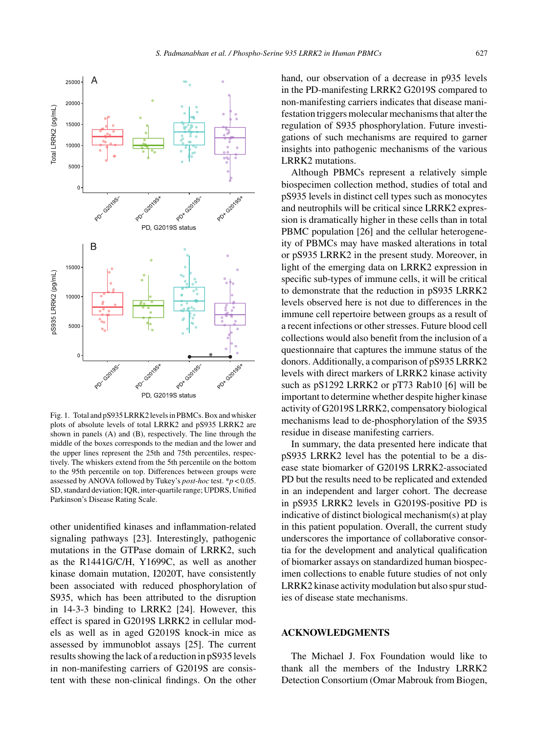Fig. 1. Total and pS935 LRRK2 levels in PBMCs. Box and whisker plots of absolute levels of total LRRK2 and pS935 LRRK2 are shown in panels (A) and (B), respectively. The line through the middle of the boxes corresponds to the median and the lower and the upper lines represent the 25th and 75th percentiles, respectively. The whiskers extend from the 5th percentile on the bottom to the 95th percentile on top. Differences between groups were assessed by ANOVA followed by Tukey's *post-hoc* test. *$p < 0.05$. SD, standard deviation; IQR, inter-quartile range; UPDRS, Unified Parkinson's Disease Rating Scale.

other unidentified kinases and inflammation-related signaling pathways [23]. Interestingly, pathogenic mutations in the GTPase domain of LRRK2, such as the R1441G/C/H, Y1699C, as well as another kinase domain mutation, I2020T, have consistently been associated with reduced phosphorylation of S935, which has been attributed to the disruption in 14-3-3 binding to LRRK2 [24]. However, this effect is spared in G2019S LRRK2 in cellular models as well as in aged G2019S knock-in mice as assessed by immunoblot assays [25]. The current results showing the lack of a reduction in pS935 levels in non-manifesting carriers of G2019S are consistent with these non-clinical findings. On the other hand, our observation of a decrease in p935 levels in the PD-manifesting LRRK2 G2019S compared to non-manifesting carriers indicates that disease manifestation triggers molecular mechanisms that alter the regulation of S935 phosphorylation. Future investigations of such mechanisms are required to garner insights into pathogenic mechanisms of the various LRRK2 mutations.

Although PBMCs represent a relatively simple biospecimen collection method, studies of total and pS935 levels in distinct cell types such as monocytes and neutrophils will be critical since LRRK2 expression is dramatically higher in these cells than in total PBMC population [26] and the cellular heterogeneity of PBMCs may have masked alterations in total or pS935 LRRK2 in the present study. Moreover, in light of the emerging data on LRRK2 expression in specific sub-types of immune cells, it will be critical to demonstrate that the reduction in pS935 LRRK2 levels observed here is not due to differences in the immune cell repertoire between groups as a result of a recent infections or other stresses. Future blood cell collections would also benefit from the inclusion of a questionnaire that captures the immune status of the donors. Additionally, a comparison of pS935 LRRK2 levels with direct markers of LRRK2 kinase activity such as pS1292 LRRK2 or pT73 Rab10 [6] will be important to determine whether despite higher kinase activity of G2019S LRRK2, compensatory biological mechanisms lead to de-phosphorylation of the S935 residue in disease manifesting carriers.

In summary, the data presented here indicate that pS935 LRRK2 level has the potential to be a disease state biomarker of G2019S LRRK2-associated PD but the results need to be replicated and extended in an independent and larger cohort. The decrease in pS935 LRRK2 levels in G2019S-positive PD is indicative of distinct biological mechanism(s) at play in this patient population. Overall, the current study underscores the importance of collaborative consortia for the development and analytical qualification of biomarker assays on standardized human biospecimen collections to enable future studies of not only LRRK2 kinase activity modulation but also spur studies of disease state mechanisms.

## ACKNOWLEDGMENTS

The Michael J. Fox Foundation would like to thank all the members of the Industry LRRK2 Detection Consortium (Omar Mabrouk from Biogen,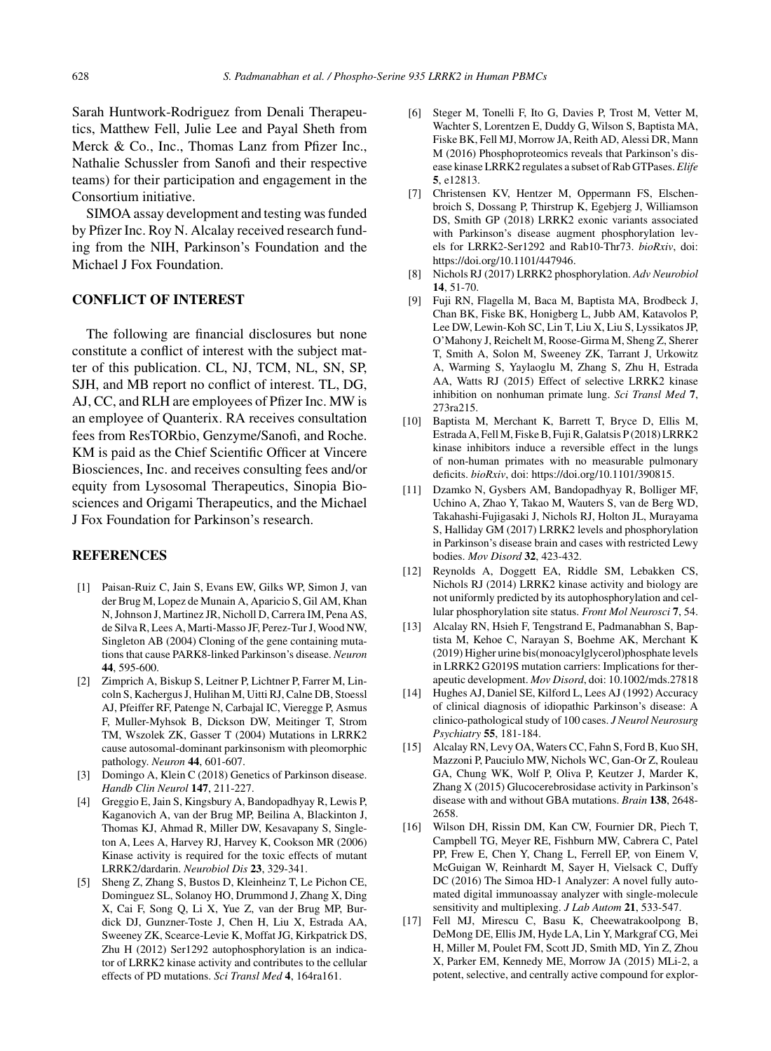Sarah Huntwork-Rodriguez from Denali Therapeutics, Matthew Fell, Julie Lee and Payal Sheth from Merck & Co., Inc., Thomas Lanz from Pfizer Inc., Nathalie Schussler from Sanofi and their respective teams) for their participation and engagement in the Consortium initiative.

SIMOA assay development and testing was funded by Pfizer Inc. Roy N. Alcalay received research funding from the NIH, Parkinson's Foundation and the Michael J Fox Foundation.

## CONFLICT OF INTEREST

The following are financial disclosures but none constitute a conflict of interest with the subject matter of this publication. CL, NJ, TCM, NL, SN, SP, SJH, and MB report no conflict of interest. TL, DG, AJ, CC, and RLH are employees of Pfizer Inc. MW is an employee of Quanterix. RA receives consultation fees from ResTORbio, Genzyme/Sanofi, and Roche. KM is paid as the Chief Scientific Officer at Vincere Biosciences, Inc. and receives consulting fees and/or equity from Lysosomal Therapeutics, Sinopia Biosciences and Origami Therapeutics, and the Michael J Fox Foundation for Parkinson's research.

## REFERENCES

[1] Paisan-Ruiz C, Jain S, Evans EW, Gilks WP, Simon J, van der Brug M, Lopez de Munain A, Aparicio S, Gil AM, Khan N, Johnson J, Martinez JR, Nicholl D, Carrera IM, Pena AS, de Silva R, Lees A, Marti-Masso JF, Perez-Tur J, Wood NW, Singleton AB (2004) Cloning of the gene containing mutations that cause PARK8-linked Parkinson's disease. *Neuron* **44**, 595-600.

[2] Zimprich A, Biskup S, Leitner P, Lichtner P, Farrer M, Lincoln S, Kachergus J, Hulihan M, Uitti RJ, Calne DB, Stoessl AJ, Pfeiffer RF, Patenge N, Carbajal IC, Vieregge P, Asmus F, Muller-Myhsok B, Dickson DW, Meitinger T, Strom TM, Wszolek ZK, Gasser T (2004) Mutations in LRRK2 cause autosomal-dominant parkinsonism with pleomorphic pathology. *Neuron* **44**, 601-607.

[3] Domingo A, Klein C (2018) Genetics of Parkinson disease. *Handb Clin Neurol* **147**, 211-227.

[4] Greggio E, Jain S, Kingsbury A, Bandopadhyay R, Lewis P, Kaganovich A, van der Brug MP, Beilina A, Blackinton J, Thomas KJ, Ahmad R, Miller DW, Kesavapany S, Singleton A, Lees A, Harvey RJ, Harvey K, Cookson MR (2006) Kinase activity is required for the toxic effects of mutant LRRK2/dardarin. *Neurobiol Dis* **23**, 329-341.

[5] Sheng Z, Zhang S, Bustos D, Kleinheinz T, Le Pichon CE, Dominguez SL, Solanoy HO, Drummond J, Zhang X, Ding X, Cai F, Song Q, Li X, Yue Z, van der Brug MP, Burdick DJ, Gunzner-Toste J, Chen H, Liu X, Estrada AA, Sweeney ZK, Scearce-Levie K, Moffat JG, Kirkpatrick DS, Zhu H (2012) Ser1292 autophosphorylation is an indicator of LRRK2 kinase activity and contributes to the cellular effects of PD mutations. *Sci Transl Med* **4**, 164ra161.

[6] Steger M, Tonelli F, Ito G, Davies P, Trost M, Vetter M, Wachter S, Lorentzen E, Duddy G, Wilson S, Baptista MA, Fiske BK, Fell MJ, Morrow JA, Reith AD, Alessi DR, Mann M (2016) Phosphoproteomics reveals that Parkinson's disease kinase LRRK2 regulates a subset of Rab GTPases. *Elife* **5**, e12813.

[7] Christensen KV, Hentzer M, Oppermann FS, Elschenbroich S, Dossang P, Thirstrup K, Egebjerg J, Williamson DS, Smith GP (2018) LRRK2 exonic variants associated with Parkinson's disease augment phosphorylation levels for LRRK2-Ser1292 and Rab10-Thr73. *bioRxiv*, doi: https://doi.org/10.1101/447946.

[8] Nichols RJ (2017) LRRK2 phosphorylation. *Adv Neurobiol* **14**, 51-70.

[9] Fuji RN, Flagella M, Baca M, Baptista MA, Brodbeck J, Chan BK, Fiske BK, Honigberg L, Jubb AM, Katavolos P, Lee DW, Lewin-Koh SC, Lin T, Liu X, Liu S, Lyssikatos JP, O'Mahony J, Reichelt M, Roose-Girma M, Sheng Z, Sherer T, Smith A, Solon M, Sweeney ZK, Tarrant J, Urkowitz A, Warming S, Yaylaoglu M, Zhang S, Zhu H, Estrada AA, Watts RJ (2015) Effect of selective LRRK2 kinase inhibition on nonhuman primate lung. *Sci Transl Med* **7**, 273ra215.

[10] Baptista M, Merchant K, Barrett T, Bryce D, Ellis M, Estrada A, Fell M, Fiske B, Fuji R, Galatsis P (2018) LRRK2 kinase inhibitors induce a reversible effect in the lungs of non-human primates with no measurable pulmonary deficits. *bioRxiv*, doi: https://doi.org/10.1101/390815.

[11] Dzamko N, Gysbers AM, Bandopadhyay R, Bolliger MF, Uchino A, Zhao Y, Takao M, Wauters S, van de Berg WD, Takahashi-Fujigasaki J, Nichols RJ, Holton JL, Murayama S, Halliday GM (2017) LRRK2 levels and phosphorylation in Parkinson's disease brain and cases with restricted Lewy bodies. *Mov Disord* **32**, 423-432.

[12] Reynolds A, Doggett EA, Riddle SM, Lebakken CS, Nichols RJ (2014) LRRK2 kinase activity and biology are not uniformly predicted by its autophosphorylation and cellular phosphorylation site status. *Front Mol Neurosci* **7**, 54.

[13] Alcalay RN, Hsieh F, Tengstrand E, Padmanabhan S, Baptista M, Kehoe C, Narayan S, Boehme AK, Merchant K (2019) Higher urine bis(monoacylglycerol)phosphate levels in LRRK2 G2019S mutation carriers: Implications for therapeutic development. *Mov Disord*, doi: 10.1002/mds.27818

[14] Hughes AJ, Daniel SE, Kilford L, Lees AJ (1992) Accuracy of clinical diagnosis of idiopathic Parkinson's disease: A clinico-pathological study of 100 cases. *J Neurol Neurosurg Psychiatry* **55**, 181-184.

[15] Alcalay RN, Levy OA, Waters CC, Fahn S, Ford B, Kuo SH, Mazzoni P, Pauciulo MW, Nichols WC, Gan-Or Z, Rouleau GA, Chung WK, Wolf P, Oliva P, Keutzer J, Marder K, Zhang X (2015) Glucocerebrosidase activity in Parkinson's disease with and without GBA mutations. *Brain* **138**, 2648-2658.

[16] Wilson DH, Rissin DM, Kan CW, Fournier DR, Piech T, Campbell TG, Meyer RE, Fishburn MW, Cabrera C, Patel PP, Frew E, Chen Y, Chang L, Ferrell EP, von Einem V, McGuigan W, Reinhardt M, Sayer H, Vielsack C, Duffy DC (2016) The Simoa HD-1 Analyzer: A novel fully automated digital immunoassay analyzer with single-molecule sensitivity and multiplexing. *J Lab Autom* **21**, 533-547.

[17] Fell MJ, Mirescu C, Basu K, Cheewatrakoolpong B, DeMong DE, Ellis JM, Hyde LA, Lin Y, Markgraf CG, Mei H, Miller M, Poulet FM, Scott JD, Smith MD, Yin Z, Zhou X, Parker EM, Kennedy ME, Morrow JA (2015) MLi-2, a potent, selective, and centrally active compound for explor-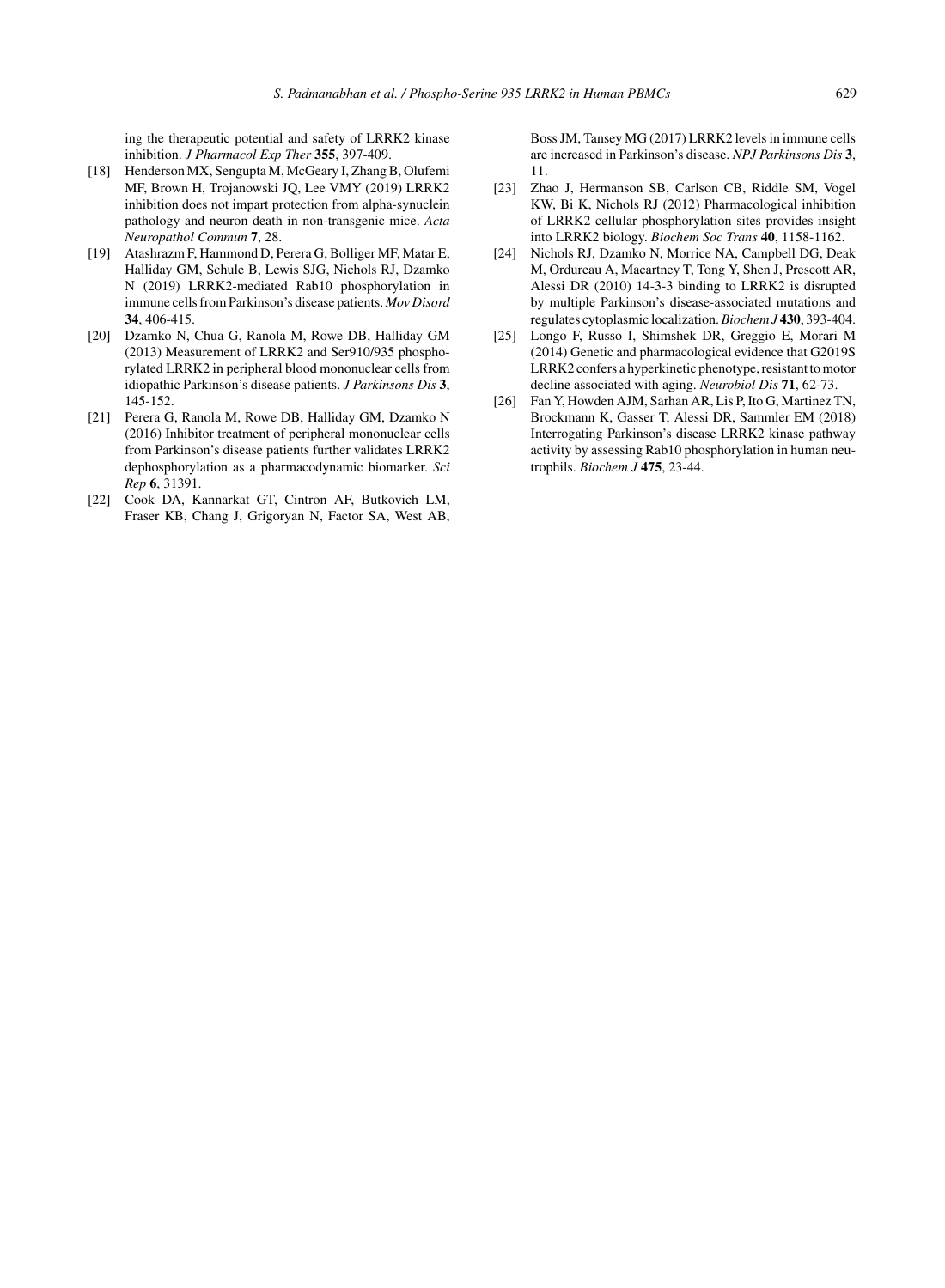ing the therapeutic potential and safety of LRRK2 kinase inhibition. *J Pharmacol Exp Ther* **355**, 397-409.

[18] Henderson MX, Sengupta M, McGeary I, Zhang B, Olufemi MF, Brown H, Trojanowski JQ, Lee VMY (2019) LRRK2 inhibition does not impart protection from alpha-synuclein pathology and neuron death in non-transgenic mice. *Acta Neuropathol Commun* **7**, 28.

[19] Atashrazm F, Hammond D, Perera G, Bolliger MF, Matar E, Halliday GM, Schule B, Lewis SJG, Nichols RJ, Dzamko N (2019) LRRK2-mediated Rab10 phosphorylation in immune cells from Parkinson's disease patients. *Mov Disord* **34**, 406-415.

[20] Dzamko N, Chua G, Ranola M, Rowe DB, Halliday GM (2013) Measurement of LRRK2 and Ser910/935 phosphorylated LRRK2 in peripheral blood mononuclear cells from idiopathic Parkinson's disease patients. *J Parkinsons Dis* **3**, 145-152.

[21] Perera G, Ranola M, Rowe DB, Halliday GM, Dzamko N (2016) Inhibitor treatment of peripheral mononuclear cells from Parkinson's disease patients further validates LRRK2 dephosphorylation as a pharmacodynamic biomarker. *Sci Rep* **6**, 31391.

[22] Cook DA, Kannarkat GT, Cintron AF, Butkovich LM, Fraser KB, Chang J, Grigoryan N, Factor SA, West AB, Boss JM, Tansey MG (2017) LRRK2 levels in immune cells are increased in Parkinson's disease. *NPJ Parkinsons Dis* **3**, 11.

[23] Zhao J, Hermanson SB, Carlson CB, Riddle SM, Vogel KW, Bi K, Nichols RJ (2012) Pharmacological inhibition of LRRK2 cellular phosphorylation sites provides insight into LRRK2 biology. *Biochem Soc Trans* **40**, 1158-1162.

[24] Nichols RJ, Dzamko N, Morrice NA, Campbell DG, Deak M, Ordureau A, Macartney T, Tong Y, Shen J, Prescott AR, Alessi DR (2010) 14-3-3 binding to LRRK2 is disrupted by multiple Parkinson's disease-associated mutations and regulates cytoplasmic localization. *Biochem J* **430**, 393-404.

[25] Longo F, Russo I, Shimshek DR, Greggio E, Morari M (2014) Genetic and pharmacological evidence that G2019S LRRK2 confers a hyperkinetic phenotype, resistant to motor decline associated with aging. *Neurobiol Dis* **71**, 62-73.

[26] Fan Y, Howden AJM, Sarhan AR, Lis P, Ito G, Martinez TN, Brockmann K, Gasser T, Alessi DR, Sammler EM (2018) Interrogating Parkinson's disease LRRK2 kinase pathway activity by assessing Rab10 phosphorylation in human neutrophils. *Biochem J* **475**, 23-44.